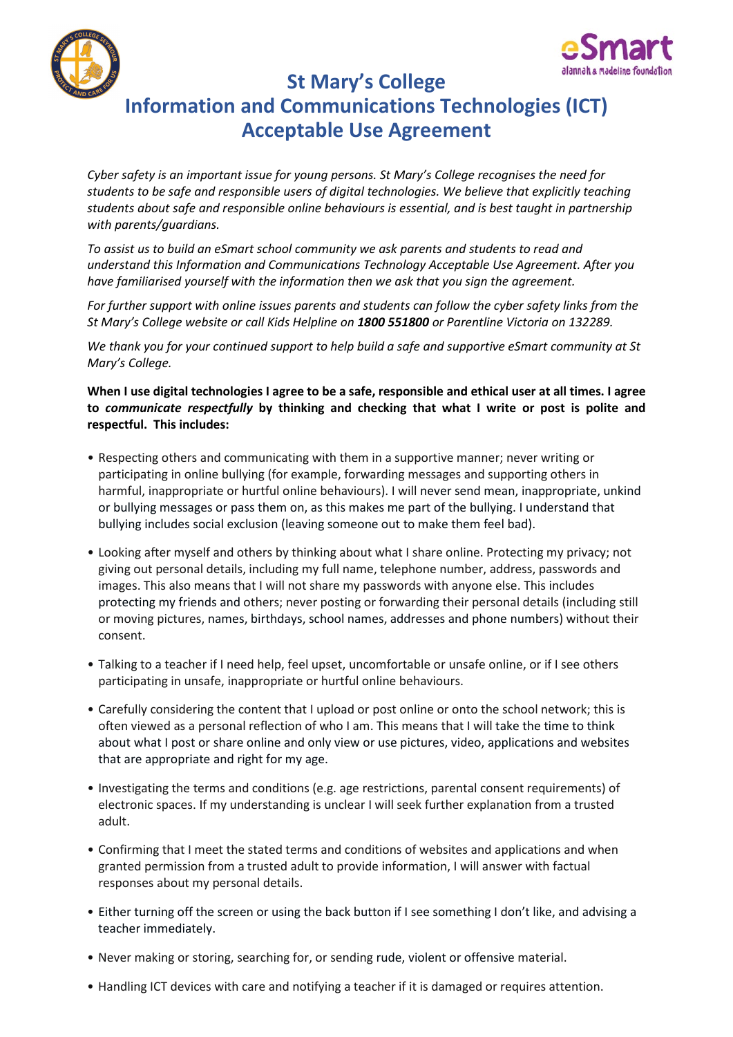# St Mary's College
# Information and Communications Technologies (ICT) Acceptable Use Agreement

*Cyber safety is an important issue for young persons. St Mary's College recognises the need for students to be safe and responsible users of digital technologies. We believe that explicitly teaching students about safe and responsible online behaviours is essential, and is best taught in partnership with parents/guardians.*

*To assist us to build an eSmart school community we ask parents and students to read and understand this Information and Communications Technology Acceptable Use Agreement. After you have familiarised yourself with the information then we ask that you sign the agreement.*

*For further support with online issues parents and students can follow the cyber safety links from the St Mary's College website or call Kids Helpline on* ***1800 551800*** *or Parentline Victoria on 132289.*

*We thank you for your continued support to help build a safe and supportive eSmart community at St Mary's College.*

**When I use digital technologies I agree to be a safe, responsible and ethical user at all times. I agree to *communicate respectfully* by thinking and checking that what I write or post is polite and respectful. This includes:**

- Respecting others and communicating with them in a supportive manner; never writing or participating in online bullying (for example, forwarding messages and supporting others in harmful, inappropriate or hurtful online behaviours). I will never send mean, inappropriate, unkind or bullying messages or pass them on, as this makes me part of the bullying. I understand that bullying includes social exclusion (leaving someone out to make them feel bad).
- Looking after myself and others by thinking about what I share online. Protecting my privacy; not giving out personal details, including my full name, telephone number, address, passwords and images. This also means that I will not share my passwords with anyone else. This includes protecting my friends and others; never posting or forwarding their personal details (including still or moving pictures, names, birthdays, school names, addresses and phone numbers) without their consent.
- Talking to a teacher if I need help, feel upset, uncomfortable or unsafe online, or if I see others participating in unsafe, inappropriate or hurtful online behaviours.
- Carefully considering the content that I upload or post online or onto the school network; this is often viewed as a personal reflection of who I am. This means that I will take the time to think about what I post or share online and only view or use pictures, video, applications and websites that are appropriate and right for my age.
- Investigating the terms and conditions (e.g. age restrictions, parental consent requirements) of electronic spaces. If my understanding is unclear I will seek further explanation from a trusted adult.
- Confirming that I meet the stated terms and conditions of websites and applications and when granted permission from a trusted adult to provide information, I will answer with factual responses about my personal details.
- Either turning off the screen or using the back button if I see something I don't like, and advising a teacher immediately.
- Never making or storing, searching for, or sending rude, violent or offensive material.
- Handling ICT devices with care and notifying a teacher if it is damaged or requires attention.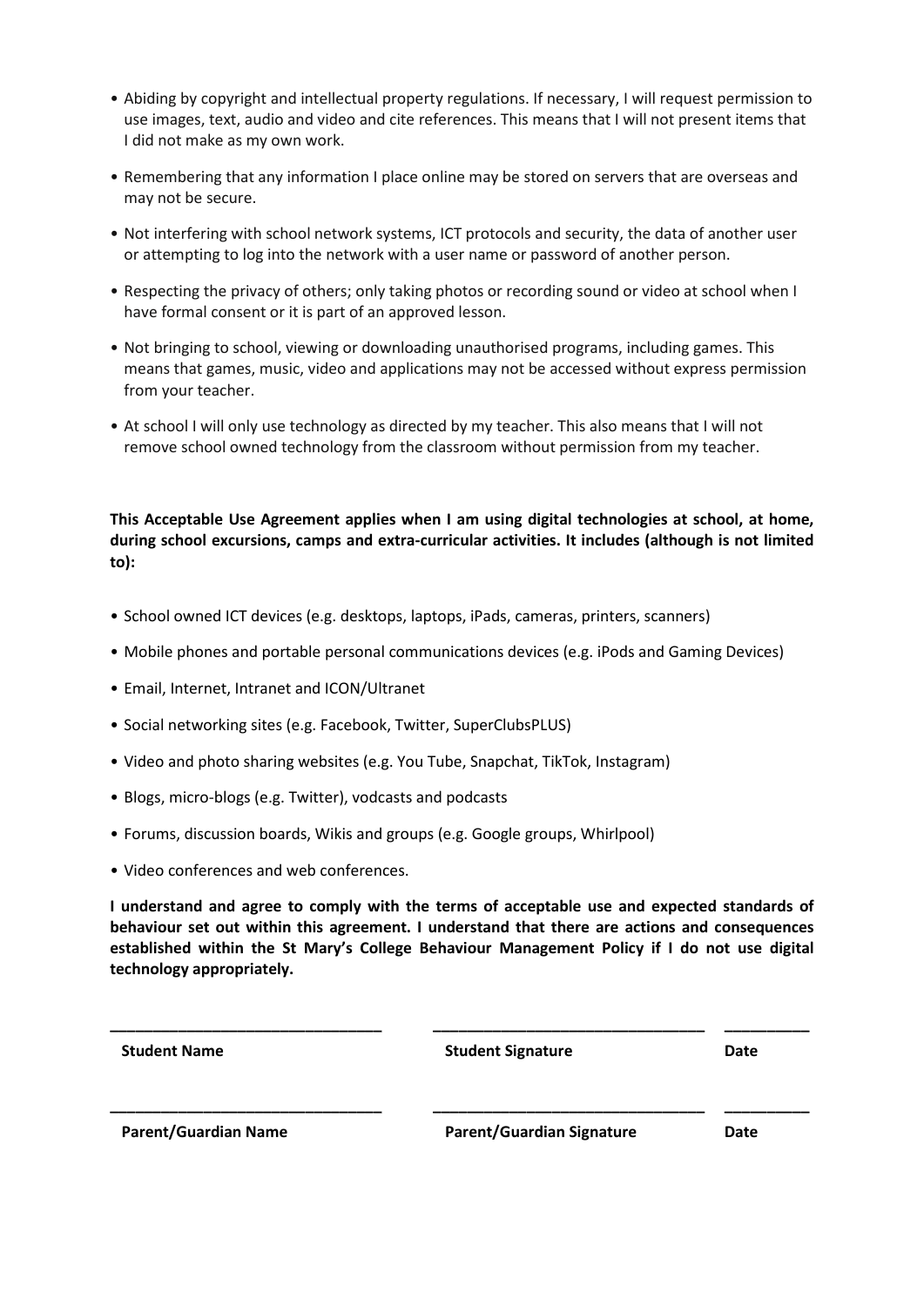- Abiding by copyright and intellectual property regulations. If necessary, I will request permission to use images, text, audio and video and cite references. This means that I will not present items that I did not make as my own work.
- Remembering that any information I place online may be stored on servers that are overseas and may not be secure.
- Not interfering with school network systems, ICT protocols and security, the data of another user or attempting to log into the network with a user name or password of another person.
- Respecting the privacy of others; only taking photos or recording sound or video at school when I have formal consent or it is part of an approved lesson.
- Not bringing to school, viewing or downloading unauthorised programs, including games. This means that games, music, video and applications may not be accessed without express permission from your teacher.
- At school I will only use technology as directed by my teacher. This also means that I will not remove school owned technology from the classroom without permission from my teacher.

**This Acceptable Use Agreement applies when I am using digital technologies at school, at home, during school excursions, camps and extra-curricular activities. It includes (although is not limited to):**

- School owned ICT devices (e.g. desktops, laptops, iPads, cameras, printers, scanners)
- Mobile phones and portable personal communications devices (e.g. iPods and Gaming Devices)
- Email, Internet, Intranet and ICON/Ultranet
- Social networking sites (e.g. Facebook, Twitter, SuperClubsPLUS)
- Video and photo sharing websites (e.g. You Tube, Snapchat, TikTok, Instagram)
- Blogs, micro-blogs (e.g. Twitter), vodcasts and podcasts
- Forums, discussion boards, Wikis and groups (e.g. Google groups, Whirlpool)
- Video conferences and web conferences.

**I understand and agree to comply with the terms of acceptable use and expected standards of behaviour set out within this agreement. I understand that there are actions and consequences established within the St Mary's College Behaviour Management Policy if I do not use digital technology appropriately.**

| | | |
|---|---|---|
| ______________________________ | ______________________________ | __________ |
| **Student Name** | **Student Signature** | **Date** |
| ______________________________ | ______________________________ | __________ |
| **Parent/Guardian Name** | **Parent/Guardian Signature** | **Date** |